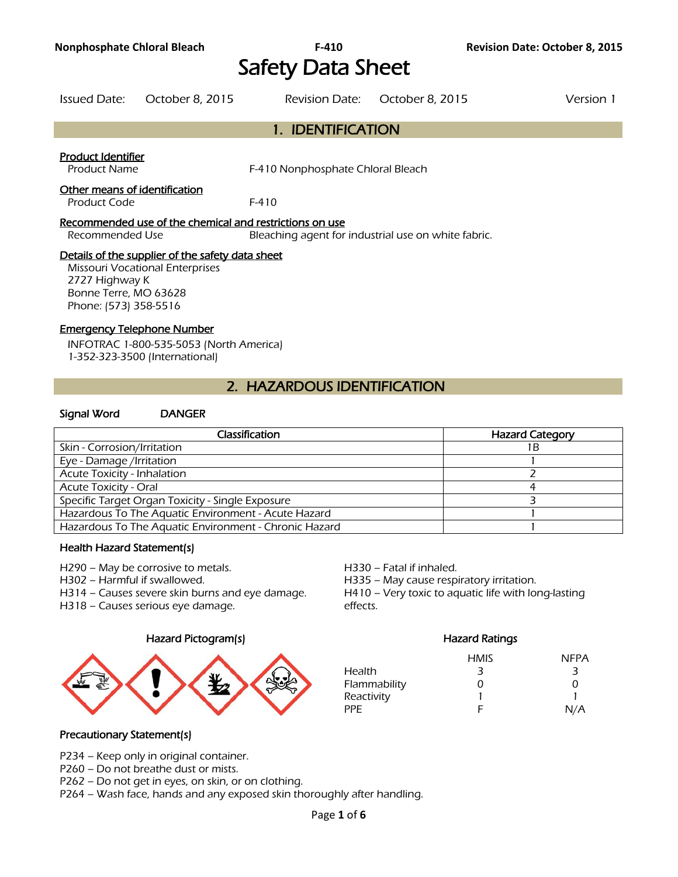# Safety Data Sheet

| Issued Date: | October 8, 2015 | Revision Date: | October 8, 2015 | Version 1 |
|---|---|---|---|---|

## 1. IDENTIFICATION

**Product Identifier**

Product Name: F-410 Nonphosphate Chloral Bleach

**Other means of identification**

Product Code: F-410

**Recommended use of the chemical and restrictions on use**

Recommended Use: Bleaching agent for industrial use on white fabric.

**Details of the supplier of the safety data sheet**

Missouri Vocational Enterprises
2727 Highway K
Bonne Terre, MO 63628
Phone: (573) 358-5516

**Emergency Telephone Number**

INFOTRAC 1-800-535-5053 (North America)
1-352-323-3500 (International)

## 2. HAZARDOUS IDENTIFICATION

**Signal Word** DANGER

| Classification | Hazard Category |
|---|---|
| Skin - Corrosion/Irritation | 1B |
| Eye - Damage /Irritation | 1 |
| Acute Toxicity - Inhalation | 2 |
| Acute Toxicity - Oral | 4 |
| Specific Target Organ Toxicity - Single Exposure | 3 |
| Hazardous To The Aquatic Environment - Acute Hazard | 1 |
| Hazardous To The Aquatic Environment - Chronic Hazard | 1 |

**Health Hazard Statement(s)**

H290 – May be corrosive to metals.
H302 – Harmful if swallowed.
H314 – Causes severe skin burns and eye damage.
H318 – Causes serious eye damage.
H330 – Fatal if inhaled.
H335 – May cause respiratory irritation.
H410 – Very toxic to aquatic life with long-lasting effects.

**Hazard Pictogram(s)**

**Hazard Ratings**

| | HMIS | NFPA |
|---|---|---|
| Health | 3 | 3 |
| Flammability | 0 | 0 |
| Reactivity | 1 | 1 |
| PPE | F | N/A |

**Precautionary Statement(s)**

P234 – Keep only in original container.
P260 – Do not breathe dust or mists.
P262 – Do not get in eyes, on skin, or on clothing.
P264 – Wash face, hands and any exposed skin thoroughly after handling.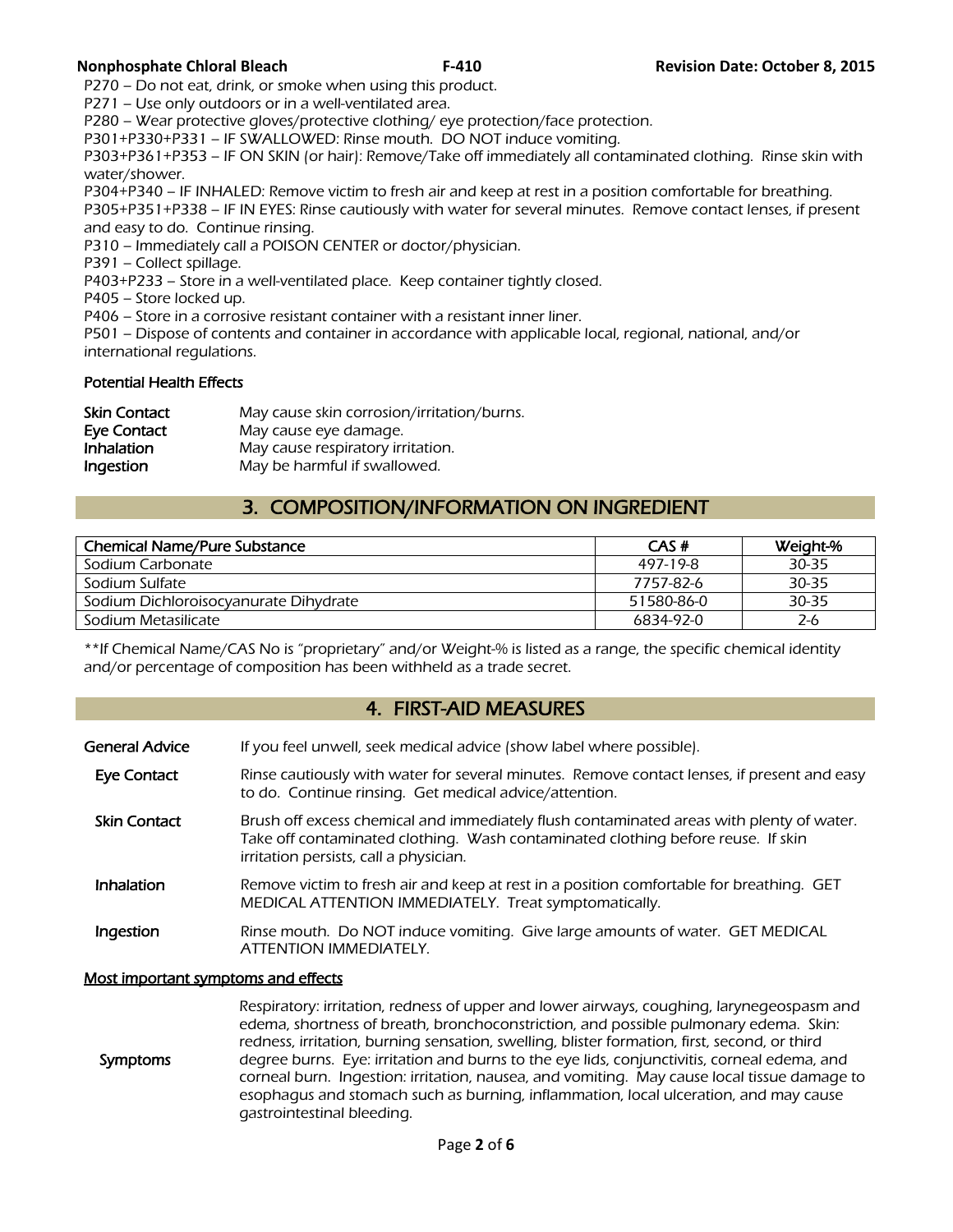P270 – Do not eat, drink, or smoke when using this product.
P271 – Use only outdoors or in a well-ventilated area.
P280 – Wear protective gloves/protective clothing/ eye protection/face protection.
P301+P330+P331 – IF SWALLOWED: Rinse mouth. DO NOT induce vomiting.
P303+P361+P353 – IF ON SKIN (or hair): Remove/Take off immediately all contaminated clothing. Rinse skin with water/shower.
P304+P340 – IF INHALED: Remove victim to fresh air and keep at rest in a position comfortable for breathing.
P305+P351+P338 – IF IN EYES: Rinse cautiously with water for several minutes. Remove contact lenses, if present and easy to do. Continue rinsing.
P310 – Immediately call a POISON CENTER or doctor/physician.
P391 – Collect spillage.
P403+P233 – Store in a well-ventilated place. Keep container tightly closed.
P405 – Store locked up.
P406 – Store in a corrosive resistant container with a resistant inner liner.
P501 – Dispose of contents and container in accordance with applicable local, regional, national, and/or international regulations.

**Potential Health Effects**

| | |
|---|---|
| **Skin Contact** | May cause skin corrosion/irritation/burns. |
| **Eye Contact** | May cause eye damage. |
| **Inhalation** | May cause respiratory irritation. |
| **Ingestion** | May be harmful if swallowed. |

## 3. COMPOSITION/INFORMATION ON INGREDIENT

| Chemical Name/Pure Substance | CAS # | Weight-% |
|---|---|---|
| Sodium Carbonate | 497-19-8 | 30-35 |
| Sodium Sulfate | 7757-82-6 | 30-35 |
| Sodium Dichloroisocyanurate Dihydrate | 51580-86-0 | 30-35 |
| Sodium Metasilicate | 6834-92-0 | 2-6 |

**If Chemical Name/CAS No is "proprietary" and/or Weight-% is listed as a range, the specific chemical identity and/or percentage of composition has been withheld as a trade secret.

## 4. FIRST-AID MEASURES

| | |
|---|---|
| **General Advice** | If you feel unwell, seek medical advice (show label where possible). |
| **Eye Contact** | Rinse cautiously with water for several minutes. Remove contact lenses, if present and easy to do. Continue rinsing. Get medical advice/attention. |
| **Skin Contact** | Brush off excess chemical and immediately flush contaminated areas with plenty of water. Take off contaminated clothing. Wash contaminated clothing before reuse. If skin irritation persists, call a physician. |
| **Inhalation** | Remove victim to fresh air and keep at rest in a position comfortable for breathing. GET MEDICAL ATTENTION IMMEDIATELY. Treat symptomatically. |
| **Ingestion** | Rinse mouth. Do NOT induce vomiting. Give large amounts of water. GET MEDICAL ATTENTION IMMEDIATELY. |

**Most important symptoms and effects**

| | |
|---|---|
| **Symptoms** | Respiratory: irritation, redness of upper and lower airways, coughing, larynegeospasm and edema, shortness of breath, bronchoconstriction, and possible pulmonary edema. Skin: redness, irritation, burning sensation, swelling, blister formation, first, second, or third degree burns. Eye: irritation and burns to the eye lids, conjunctivitis, corneal edema, and corneal burn. Ingestion: irritation, nausea, and vomiting. May cause local tissue damage to esophagus and stomach such as burning, inflammation, local ulceration, and may cause gastrointestinal bleeding. |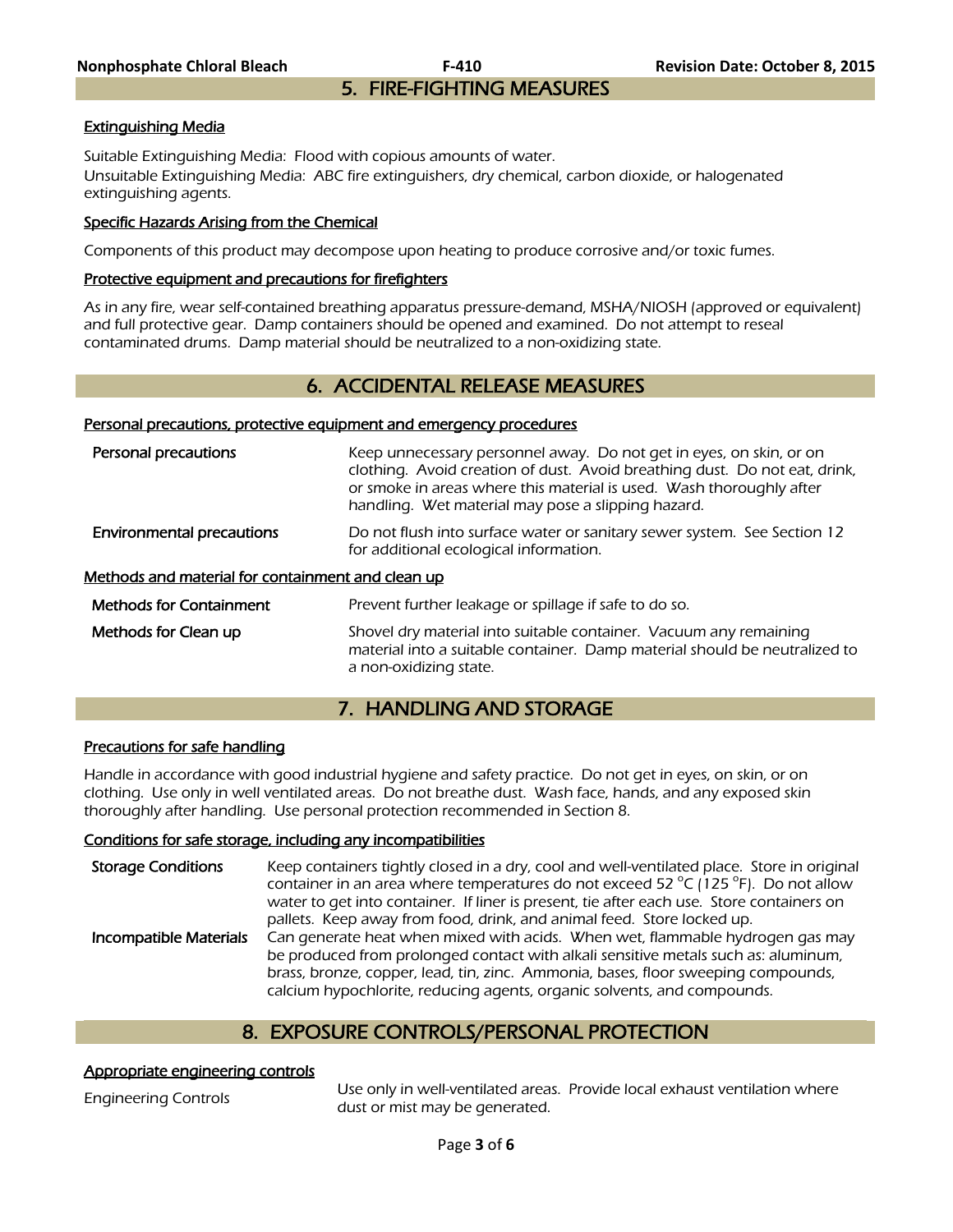## 5. FIRE-FIGHTING MEASURES

### Extinguishing Media

Suitable Extinguishing Media: Flood with copious amounts of water.
Unsuitable Extinguishing Media: ABC fire extinguishers, dry chemical, carbon dioxide, or halogenated extinguishing agents.

### Specific Hazards Arising from the Chemical

Components of this product may decompose upon heating to produce corrosive and/or toxic fumes.

### Protective equipment and precautions for firefighters

As in any fire, wear self-contained breathing apparatus pressure-demand, MSHA/NIOSH (approved or equivalent) and full protective gear. Damp containers should be opened and examined. Do not attempt to reseal contaminated drums. Damp material should be neutralized to a non-oxidizing state.

## 6. ACCIDENTAL RELEASE MEASURES

### Personal precautions, protective equipment and emergency procedures

| | |
|---|---|
| **Personal precautions** | Keep unnecessary personnel away. Do not get in eyes, on skin, or on clothing. Avoid creation of dust. Avoid breathing dust. Do not eat, drink, or smoke in areas where this material is used. Wash thoroughly after handling. Wet material may pose a slipping hazard. |
| **Environmental precautions** | Do not flush into surface water or sanitary sewer system. See Section 12 for additional ecological information. |

### Methods and material for containment and clean up

| | |
|---|---|
| **Methods for Containment** | Prevent further leakage or spillage if safe to do so. |
| **Methods for Clean up** | Shovel dry material into suitable container. Vacuum any remaining material into a suitable container. Damp material should be neutralized to a non-oxidizing state. |

## 7. HANDLING AND STORAGE

### Precautions for safe handling

Handle in accordance with good industrial hygiene and safety practice. Do not get in eyes, on skin, or on clothing. Use only in well ventilated areas. Do not breathe dust. Wash face, hands, and any exposed skin thoroughly after handling. Use personal protection recommended in Section 8.

### Conditions for safe storage, including any incompatibilities

| | |
|---|---|
| **Storage Conditions** | Keep containers tightly closed in a dry, cool and well-ventilated place. Store in original container in an area where temperatures do not exceed 52 °C (125 °F). Do not allow water to get into container. If liner is present, tie after each use. Store containers on pallets. Keep away from food, drink, and animal feed. Store locked up. |
| **Incompatible Materials** | Can generate heat when mixed with acids. When wet, flammable hydrogen gas may be produced from prolonged contact with alkali sensitive metals such as: aluminum, brass, bronze, copper, lead, tin, zinc. Ammonia, bases, floor sweeping compounds, calcium hypochlorite, reducing agents, organic solvents, and compounds. |

## 8. EXPOSURE CONTROLS/PERSONAL PROTECTION

### Appropriate engineering controls

| | |
|---|---|
| Engineering Controls | Use only in well-ventilated areas. Provide local exhaust ventilation where dust or mist may be generated. |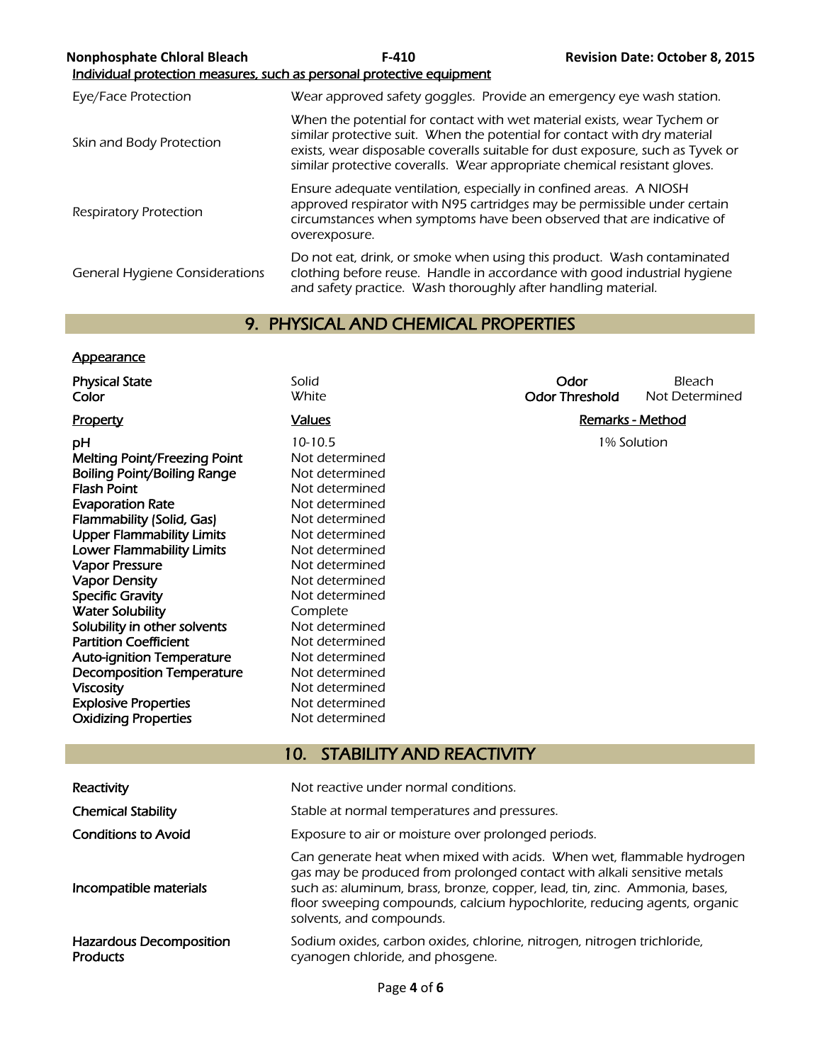Individual protection measures, such as personal protective equipment

| | |
|---|---|
| Eye/Face Protection | Wear approved safety goggles. Provide an emergency eye wash station. |
| Skin and Body Protection | When the potential for contact with wet material exists, wear Tychem or similar protective suit. When the potential for contact with dry material exists, wear disposable coveralls suitable for dust exposure, such as Tyvek or similar protective coveralls. Wear appropriate chemical resistant gloves. |
| Respiratory Protection | Ensure adequate ventilation, especially in confined areas. A NIOSH approved respirator with N95 cartridges may be permissible under certain circumstances when symptoms have been observed that are indicative of overexposure. |
| General Hygiene Considerations | Do not eat, drink, or smoke when using this product. Wash contaminated clothing before reuse. Handle in accordance with good industrial hygiene and safety practice. Wash thoroughly after handling material. |

## 9. PHYSICAL AND CHEMICAL PROPERTIES

**Appearance**

| | | | |
|---|---|---|---|
| **Physical State** | Solid | **Odor** | Bleach |
| **Color** | White | **Odor Threshold** | Not Determined |

| Property | Values | Remarks - Method |
|---|---|---|
| **pH** | 10-10.5 | 1% Solution |
| **Melting Point/Freezing Point** | Not determined | |
| **Boiling Point/Boiling Range** | Not determined | |
| **Flash Point** | Not determined | |
| **Evaporation Rate** | Not determined | |
| **Flammability (Solid, Gas)** | Not determined | |
| **Upper Flammability Limits** | Not determined | |
| **Lower Flammability Limits** | Not determined | |
| **Vapor Pressure** | Not determined | |
| **Vapor Density** | Not determined | |
| **Specific Gravity** | Not determined | |
| **Water Solubility** | Complete | |
| **Solubility in other solvents** | Not determined | |
| **Partition Coefficient** | Not determined | |
| **Auto-ignition Temperature** | Not determined | |
| **Decomposition Temperature** | Not determined | |
| **Viscosity** | Not determined | |
| **Explosive Properties** | Not determined | |
| **Oxidizing Properties** | Not determined | |

## 10. STABILITY AND REACTIVITY

| | |
|---|---|
| **Reactivity** | Not reactive under normal conditions. |
| **Chemical Stability** | Stable at normal temperatures and pressures. |
| **Conditions to Avoid** | Exposure to air or moisture over prolonged periods. |
| **Incompatible materials** | Can generate heat when mixed with acids. When wet, flammable hydrogen gas may be produced from prolonged contact with alkali sensitive metals such as: aluminum, brass, bronze, copper, lead, tin, zinc. Ammonia, bases, floor sweeping compounds, calcium hypochlorite, reducing agents, organic solvents, and compounds. |
| **Hazardous Decomposition Products** | Sodium oxides, carbon oxides, chlorine, nitrogen, nitrogen trichloride, cyanogen chloride, and phosgene. |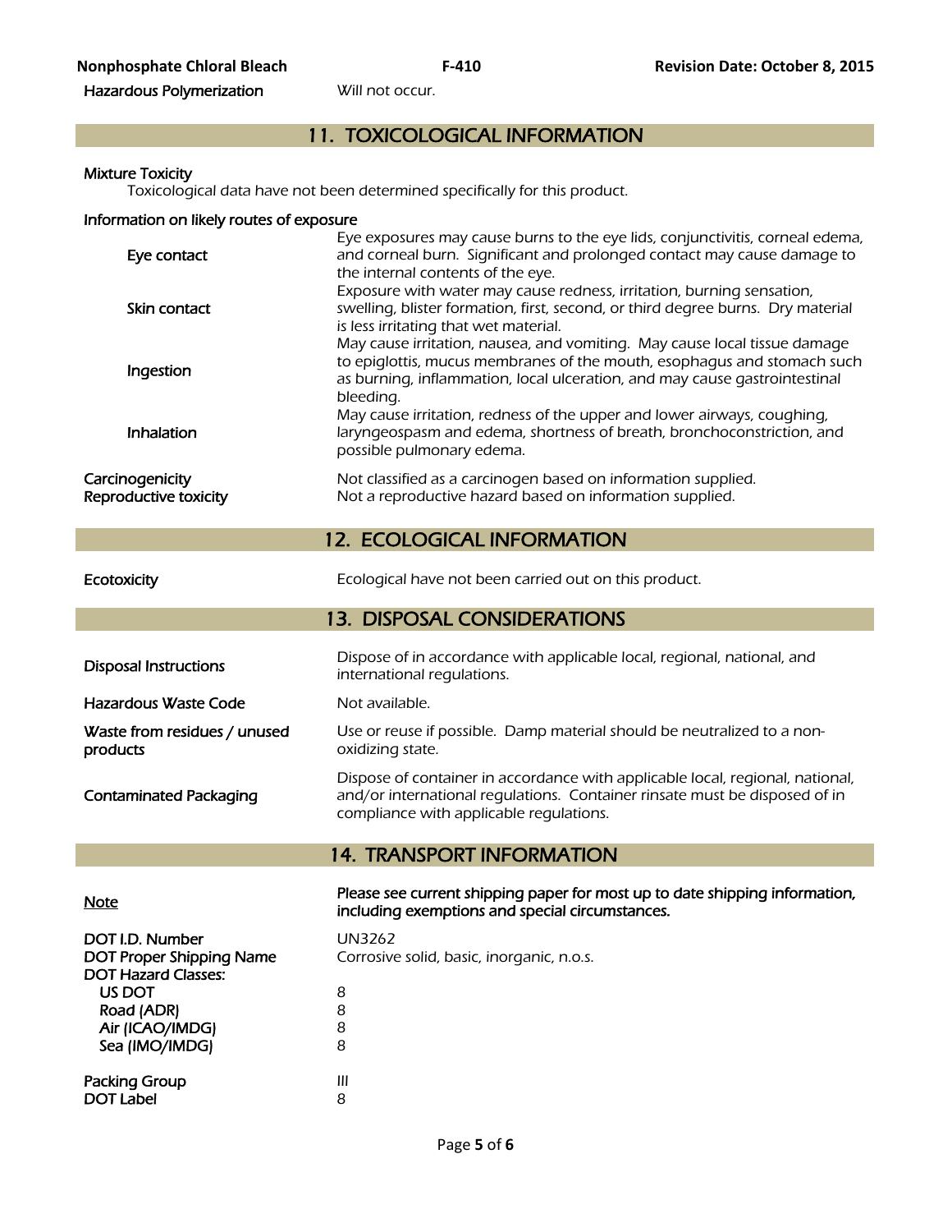| | |
|---|---|
| **Hazardous Polymerization** | Will not occur. |

## 11. TOXICOLOGICAL INFORMATION

**Mixture Toxicity**

Toxicological data have not been determined specifically for this product.

**Information on likely routes of exposure**

| | |
|---|---|
| **Eye contact** | Eye exposures may cause burns to the eye lids, conjunctivitis, corneal edema, and corneal burn. Significant and prolonged contact may cause damage to the internal contents of the eye. |
| **Skin contact** | Exposure with water may cause redness, irritation, burning sensation, swelling, blister formation, first, second, or third degree burns. Dry material is less irritating that wet material. |
| **Ingestion** | May cause irritation, nausea, and vomiting. May cause local tissue damage to epiglottis, mucus membranes of the mouth, esophagus and stomach such as burning, inflammation, local ulceration, and may cause gastrointestinal bleeding. |
| **Inhalation** | May cause irritation, redness of the upper and lower airways, coughing, laryngeospasm and edema, shortness of breath, bronchoconstriction, and possible pulmonary edema. |

| | |
|---|---|
| **Carcinogenicity** | Not classified as a carcinogen based on information supplied. |
| **Reproductive toxicity** | Not a reproductive hazard based on information supplied. |

## 12. ECOLOGICAL INFORMATION

| | |
|---|---|
| **Ecotoxicity** | Ecological have not been carried out on this product. |

## 13. DISPOSAL CONSIDERATIONS

| | |
|---|---|
| **Disposal Instructions** | Dispose of in accordance with applicable local, regional, national, and international regulations. |
| **Hazardous Waste Code** | Not available. |
| **Waste from residues / unused products** | Use or reuse if possible. Damp material should be neutralized to a non-oxidizing state. |
| **Contaminated Packaging** | Dispose of container in accordance with applicable local, regional, national, and/or international regulations. Container rinsate must be disposed of in compliance with applicable regulations. |

## 14. TRANSPORT INFORMATION

| | |
|---|---|
| **Note** | **Please see current shipping paper for most up to date shipping information, including exemptions and special circumstances.** |
| **DOT I.D. Number** | UN3262 |
| **DOT Proper Shipping Name** | Corrosive solid, basic, inorganic, n.o.s. |
| **DOT Hazard Classes:** | |
| US DOT | 8 |
| Road (ADR) | 8 |
| Air (ICAO/IMDG) | 8 |
| Sea (IMO/IMDG) | 8 |
| **Packing Group** | III |
| **DOT Label** | 8 |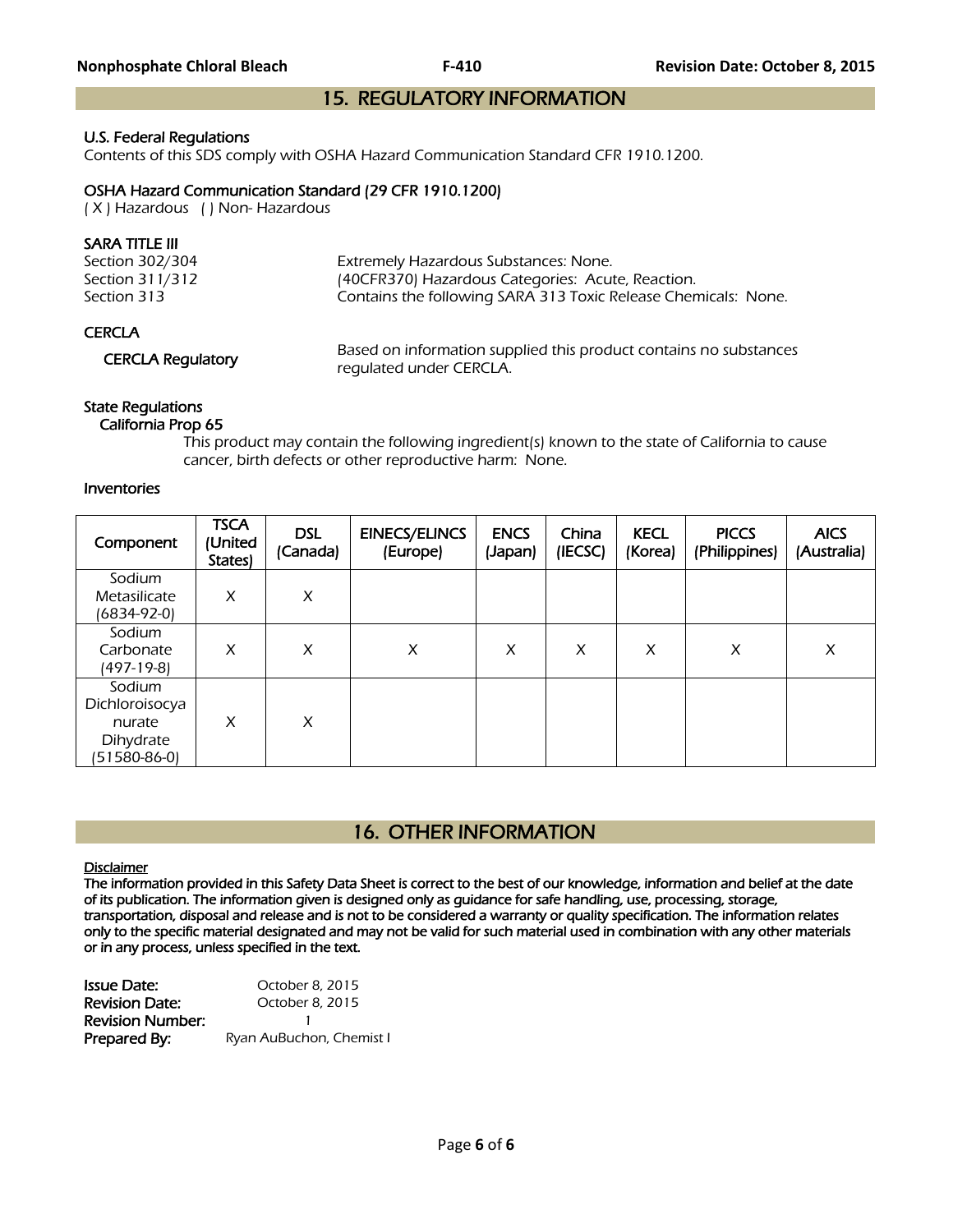## 15. REGULATORY INFORMATION

### U.S. Federal Regulations

Contents of this SDS comply with OSHA Hazard Communication Standard CFR 1910.1200.

### OSHA Hazard Communication Standard (29 CFR 1910.1200)

( X ) Hazardous ( ) Non- Hazardous

### SARA TITLE III

| | |
|---|---|
| Section 302/304 | Extremely Hazardous Substances: None. |
| Section 311/312 | (40CFR370) Hazardous Categories: Acute, Reaction. |
| Section 313 | Contains the following SARA 313 Toxic Release Chemicals: None. |

### CERCLA

| | |
|---|---|
| CERCLA Regulatory | Based on information supplied this product contains no substances regulated under CERCLA. |

### State Regulations

**California Prop 65**

This product may contain the following ingredient(s) known to the state of California to cause cancer, birth defects or other reproductive harm: None.

### Inventories

| Component | TSCA (United States) | DSL (Canada) | EINECS/ELINCS (Europe) | ENCS (Japan) | China (IECSC) | KECL (Korea) | PICCS (Philippines) | AICS (Australia) |
|---|---|---|---|---|---|---|---|---|
| Sodium Metasilicate (6834-92-0) | X | X | | | | | | |
| Sodium Carbonate (497-19-8) | X | X | X | X | X | X | X | X |
| Sodium Dichloroisocyanurate Dihydrate (51580-86-0) | X | X | | | | | | |

## 16. OTHER INFORMATION

Disclaimer

**The information provided in this Safety Data Sheet is correct to the best of our knowledge, information and belief at the date of its publication. The information given is designed only as guidance for safe handling, use, processing, storage, transportation, disposal and release and is not to be considered a warranty or quality specification. The information relates only to the specific material designated and may not be valid for such material used in combination with any other materials or in any process, unless specified in the text.**

| | |
|---|---|
| **Issue Date:** | October 8, 2015 |
| **Revision Date:** | October 8, 2015 |
| **Revision Number:** | 1 |
| **Prepared By:** | Ryan AuBuchon, Chemist I |